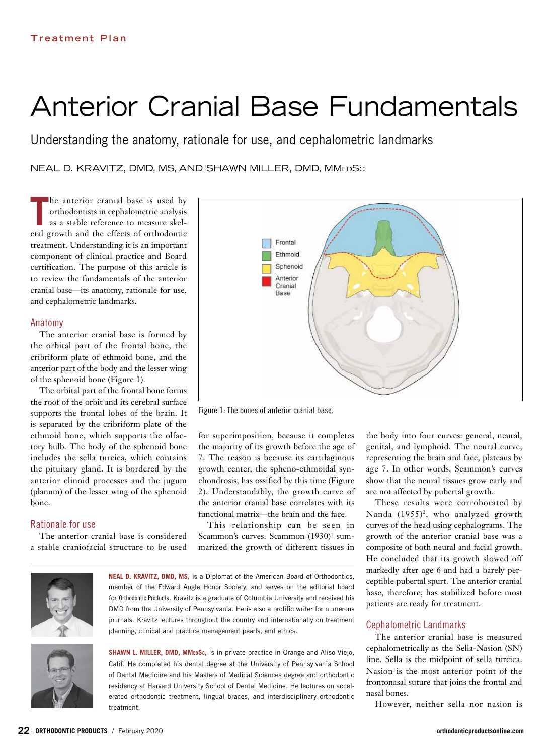# Anterior Cranial Base Fundamentals

## Understanding the anatomy, rationale for use, and cephalometric landmarks

NEAL D. KRAVITZ, DMD, MS, AND SHAWN MILLER, DMD, MMedSc

The anterior cranial base is used by orthodontists in cephalometric analysis as a stable reference to measure skeletal growth and the effects of orthodontic treatment. Understanding it is an important component of clinical practice and Board certification. The purpose of this article is to review the fundamentals of the anterior cranial base—its anatomy, rationale for use, and cephalometric landmarks.

### Anatomy

The anterior cranial base is formed by the orbital part of the frontal bone, the cribriform plate of ethmoid bone, and the anterior part of the body and the lesser wing of the sphenoid bone (Figure 1).

The orbital part of the frontal bone forms the roof of the orbit and its cerebral surface supports the frontal lobes of the brain. It is separated by the cribriform plate of the ethmoid bone, which supports the olfactory bulb. The body of the sphenoid bone includes the sella turcica, which contains the pituitary gland. It is bordered by the anterior clinoid processes and the jugum (planum) of the lesser wing of the sphenoid bone.

Frontal
Ethmoid
Sphenoid
Anterior Cranial Base

Figure 1: The bones of anterior cranial base.

### Rationale for use

The anterior cranial base is considered a stable craniofacial structure to be used for superimposition, because it completes the majority of its growth before the age of 7. The reason is because its cartilaginous growth center, the spheno-ethmoidal synchondrosis, has ossified by this time (Figure 2). Understandably, the growth curve of the anterior cranial base correlates with its functional matrix—the brain and the face.

This relationship can be seen in Scammon's curves. Scammon (1930)[1] summarized the growth of different tissues in the body into four curves: general, neural, genital, and lymphoid. The neural curve, representing the brain and face, plateaus by age 7. In other words, Scammon's curves show that the neural tissues grow early and are not affected by pubertal growth.

These results were corroborated by Nanda (1955)[2], who analyzed growth curves of the head using cephalograms. The growth of the anterior cranial base was a composite of both neural and facial growth. He concluded that its growth slowed off markedly after age 6 and had a barely perceptible pubertal spurt. The anterior cranial base, therefore, has stabilized before most patients are ready for treatment.

### Cephalometric Landmarks

The anterior cranial base is measured cephalometrically as the Sella-Nasion (SN) line. Sella is the midpoint of sella turcica. Nasion is the most anterior point of the frontonasal suture that joins the frontal and nasal bones.

However, neither sella nor nasion is

**NEAL D. KRAVITZ, DMD, MS,** is a Diplomat of the American Board of Orthodontics, member of the Edward Angle Honor Society, and serves on the editorial board for Orthodontic Products. Kravitz is a graduate of Columbia University and received his DMD from the University of Pennsylvania. He is also a prolific writer for numerous journals. Kravitz lectures throughout the country and internationally on treatment planning, clinical and practice management pearls, and ethics.

**SHAWN L. MILLER, DMD, MMedSc,** is in private practice in Orange and Aliso Viejo, Calif. He completed his dental degree at the University of Pennsylvania School of Dental Medicine and his Masters of Medical Sciences degree and orthodontic residency at Harvard University School of Dental Medicine. He lectures on accelerated orthodontic treatment, lingual braces, and interdisciplinary orthodontic treatment.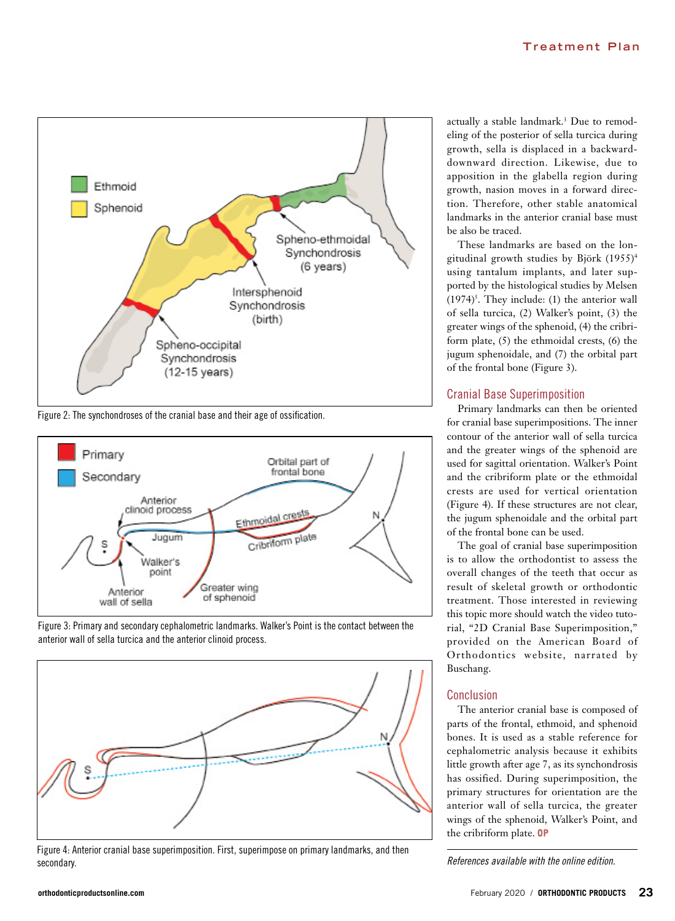Ethmoid

Sphenoid

Spheno-ethmoidal Synchondrosis (6 years)

Intersphenoid Synchondrosis (birth)

Spheno-occipital Synchondrosis (12-15 years)

Figure 2: The synchondroses of the cranial base and their age of ossification.

Primary

Secondary

Orbital part of frontal bone

Anterior clinoid process

S

Jugum

Ethmoidal crests

Cribriform plate

N

Walker's point

Anterior wall of sella

Greater wing of sphenoid

Figure 3: Primary and secondary cephalometric landmarks. Walker's Point is the contact between the anterior wall of sella turcica and the anterior clinoid process.

S

N

Figure 4: Anterior cranial base superimposition. First, superimpose on primary landmarks, and then secondary.

actually a stable landmark.[3] Due to remodeling of the posterior of sella turcica during growth, sella is displaced in a backward-downward direction. Likewise, due to apposition in the glabella region during growth, nasion moves in a forward direction. Therefore, other stable anatomical landmarks in the anterior cranial base must be also be traced.

These landmarks are based on the longitudinal growth studies by Björk (1955)[4] using tantalum implants, and later supported by the histological studies by Melsen (1974)[5]. They include: (1) the anterior wall of sella turcica, (2) Walker's point, (3) the greater wings of the sphenoid, (4) the cribriform plate, (5) the ethmoidal crests, (6) the jugum sphenoidale, and (7) the orbital part of the frontal bone (Figure 3).

## Cranial Base Superimposition

Primary landmarks can then be oriented for cranial base superimpositions. The inner contour of the anterior wall of sella turcica and the greater wings of the sphenoid are used for sagittal orientation. Walker's Point and the cribriform plate or the ethmoidal crests are used for vertical orientation (Figure 4). If these structures are not clear, the jugum sphenoidale and the orbital part of the frontal bone can be used.

The goal of cranial base superimposition is to allow the orthodontist to assess the overall changes of the teeth that occur as result of skeletal growth or orthodontic treatment. Those interested in reviewing this topic more should watch the video tutorial, "2D Cranial Base Superimposition," provided on the American Board of Orthodontics website, narrated by Buschang.

## Conclusion

The anterior cranial base is composed of parts of the frontal, ethmoid, and sphenoid bones. It is used as a stable reference for cephalometric analysis because it exhibits little growth after age 7, as its synchondrosis has ossified. During superimposition, the primary structures for orientation are the anterior wall of sella turcica, the greater wings of the sphenoid, Walker's Point, and the cribriform plate. **OP**

*References available with the online edition.*